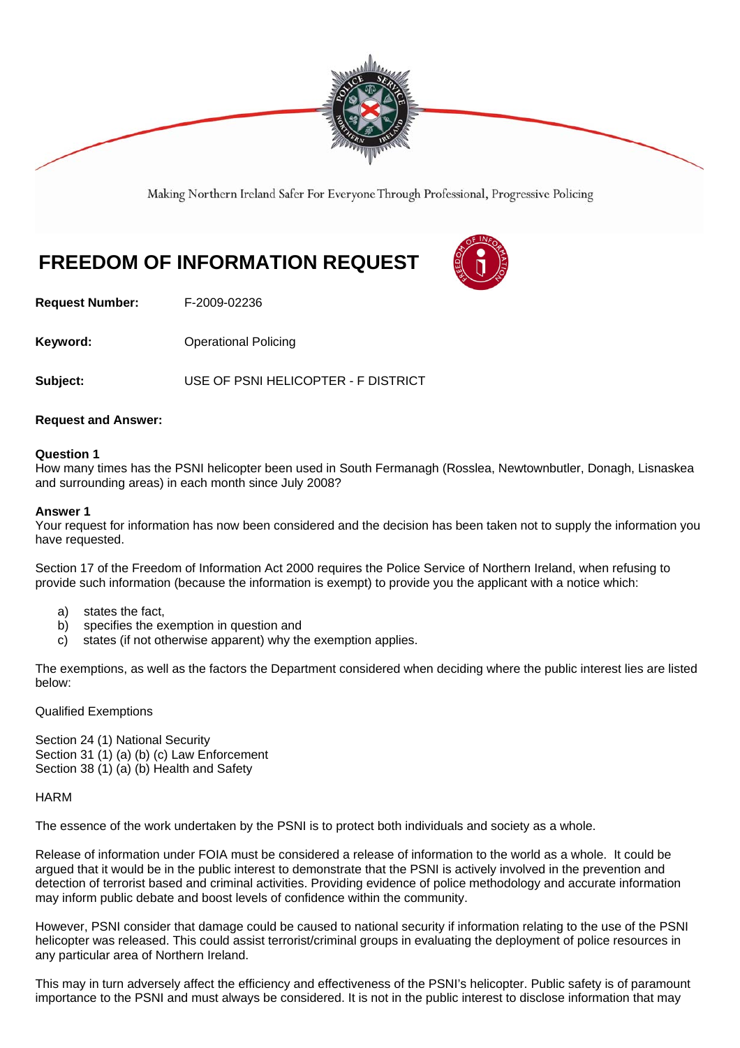Making Northern Ireland Safer For Everyone Through Professional, Progressive Policing

# FREEDOM OF INFORMATION REQUEST

**Request Number:** F-2009-02236

**Keyword:** Operational Policing

**Subject:** USE OF PSNI HELICOPTER - F DISTRICT

**Request and Answer:**

**Question 1**
How many times has the PSNI helicopter been used in South Fermanagh (Rosslea, Newtownbutler, Donagh, Lisnaskea and surrounding areas) in each month since July 2008?

**Answer 1**
Your request for information has now been considered and the decision has been taken not to supply the information you have requested.

Section 17 of the Freedom of Information Act 2000 requires the Police Service of Northern Ireland, when refusing to provide such information (because the information is exempt) to provide you the applicant with a notice which:

a) states the fact,
b) specifies the exemption in question and
c) states (if not otherwise apparent) why the exemption applies.

The exemptions, as well as the factors the Department considered when deciding where the public interest lies are listed below:

Qualified Exemptions

Section 24 (1) National Security
Section 31 (1) (a) (b) (c) Law Enforcement
Section 38 (1) (a) (b) Health and Safety

HARM

The essence of the work undertaken by the PSNI is to protect both individuals and society as a whole.

Release of information under FOIA must be considered a release of information to the world as a whole. It could be argued that it would be in the public interest to demonstrate that the PSNI is actively involved in the prevention and detection of terrorist based and criminal activities. Providing evidence of police methodology and accurate information may inform public debate and boost levels of confidence within the community.

However, PSNI consider that damage could be caused to national security if information relating to the use of the PSNI helicopter was released. This could assist terrorist/criminal groups in evaluating the deployment of police resources in any particular area of Northern Ireland.

This may in turn adversely affect the efficiency and effectiveness of the PSNI's helicopter. Public safety is of paramount importance to the PSNI and must always be considered. It is not in the public interest to disclose information that may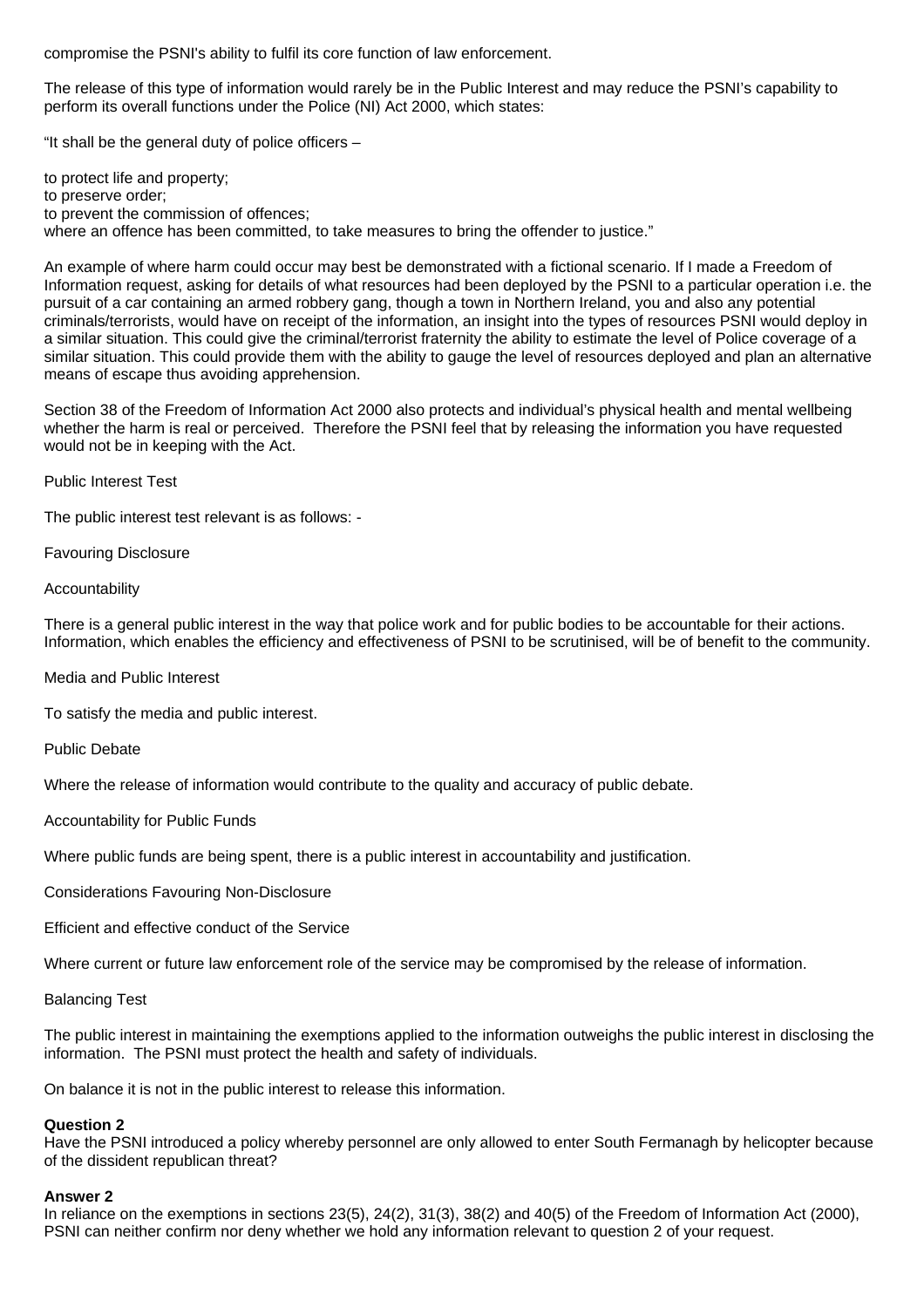compromise the PSNI's ability to fulfil its core function of law enforcement.

The release of this type of information would rarely be in the Public Interest and may reduce the PSNI's capability to perform its overall functions under the Police (NI) Act 2000, which states:

"It shall be the general duty of police officers –

to protect life and property;
to preserve order;
to prevent the commission of offences;
where an offence has been committed, to take measures to bring the offender to justice."

An example of where harm could occur may best be demonstrated with a fictional scenario. If I made a Freedom of Information request, asking for details of what resources had been deployed by the PSNI to a particular operation i.e. the pursuit of a car containing an armed robbery gang, though a town in Northern Ireland, you and also any potential criminals/terrorists, would have on receipt of the information, an insight into the types of resources PSNI would deploy in a similar situation. This could give the criminal/terrorist fraternity the ability to estimate the level of Police coverage of a similar situation. This could provide them with the ability to gauge the level of resources deployed and plan an alternative means of escape thus avoiding apprehension.

Section 38 of the Freedom of Information Act 2000 also protects and individual's physical health and mental wellbeing whether the harm is real or perceived. Therefore the PSNI feel that by releasing the information you have requested would not be in keeping with the Act.

Public Interest Test

The public interest test relevant is as follows: -

Favouring Disclosure

Accountability

There is a general public interest in the way that police work and for public bodies to be accountable for their actions. Information, which enables the efficiency and effectiveness of PSNI to be scrutinised, will be of benefit to the community.

Media and Public Interest

To satisfy the media and public interest.

Public Debate

Where the release of information would contribute to the quality and accuracy of public debate.

Accountability for Public Funds

Where public funds are being spent, there is a public interest in accountability and justification.

Considerations Favouring Non-Disclosure

Efficient and effective conduct of the Service

Where current or future law enforcement role of the service may be compromised by the release of information.

Balancing Test

The public interest in maintaining the exemptions applied to the information outweighs the public interest in disclosing the information. The PSNI must protect the health and safety of individuals.

On balance it is not in the public interest to release this information.

**Question 2**
Have the PSNI introduced a policy whereby personnel are only allowed to enter South Fermanagh by helicopter because of the dissident republican threat?

**Answer 2**
In reliance on the exemptions in sections 23(5), 24(2), 31(3), 38(2) and 40(5) of the Freedom of Information Act (2000), PSNI can neither confirm nor deny whether we hold any information relevant to question 2 of your request.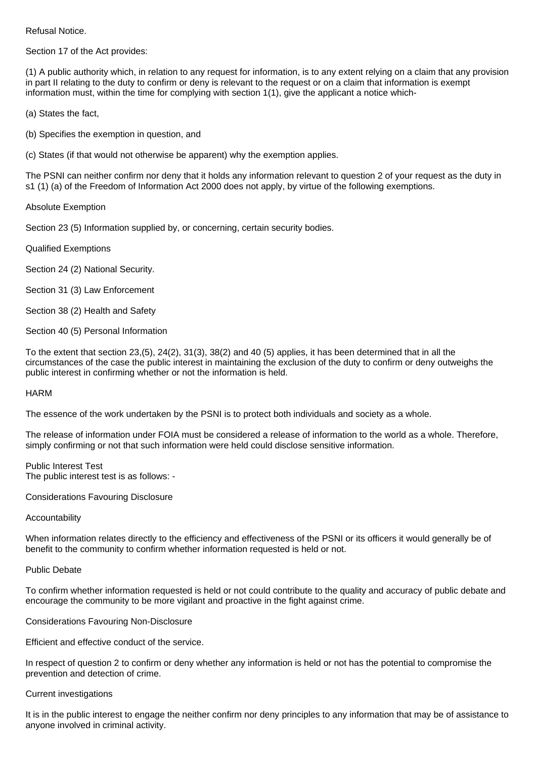Refusal Notice.

Section 17 of the Act provides:

(1) A public authority which, in relation to any request for information, is to any extent relying on a claim that any provision in part II relating to the duty to confirm or deny is relevant to the request or on a claim that information is exempt information must, within the time for complying with section 1(1), give the applicant a notice which-

(a) States the fact,

(b) Specifies the exemption in question, and

(c) States (if that would not otherwise be apparent) why the exemption applies.

The PSNI can neither confirm nor deny that it holds any information relevant to question 2 of your request as the duty in s1 (1) (a) of the Freedom of Information Act 2000 does not apply, by virtue of the following exemptions.

Absolute Exemption

Section 23 (5) Information supplied by, or concerning, certain security bodies.

Qualified Exemptions

Section 24 (2) National Security.

Section 31 (3) Law Enforcement

Section 38 (2) Health and Safety

Section 40 (5) Personal Information

To the extent that section 23,(5), 24(2), 31(3), 38(2) and 40 (5) applies, it has been determined that in all the circumstances of the case the public interest in maintaining the exclusion of the duty to confirm or deny outweighs the public interest in confirming whether or not the information is held.

HARM

The essence of the work undertaken by the PSNI is to protect both individuals and society as a whole.

The release of information under FOIA must be considered a release of information to the world as a whole. Therefore, simply confirming or not that such information were held could disclose sensitive information.

Public Interest Test
The public interest test is as follows: -

Considerations Favouring Disclosure

Accountability

When information relates directly to the efficiency and effectiveness of the PSNI or its officers it would generally be of benefit to the community to confirm whether information requested is held or not.

Public Debate

To confirm whether information requested is held or not could contribute to the quality and accuracy of public debate and encourage the community to be more vigilant and proactive in the fight against crime.

Considerations Favouring Non-Disclosure

Efficient and effective conduct of the service.

In respect of question 2 to confirm or deny whether any information is held or not has the potential to compromise the prevention and detection of crime.

Current investigations

It is in the public interest to engage the neither confirm nor deny principles to any information that may be of assistance to anyone involved in criminal activity.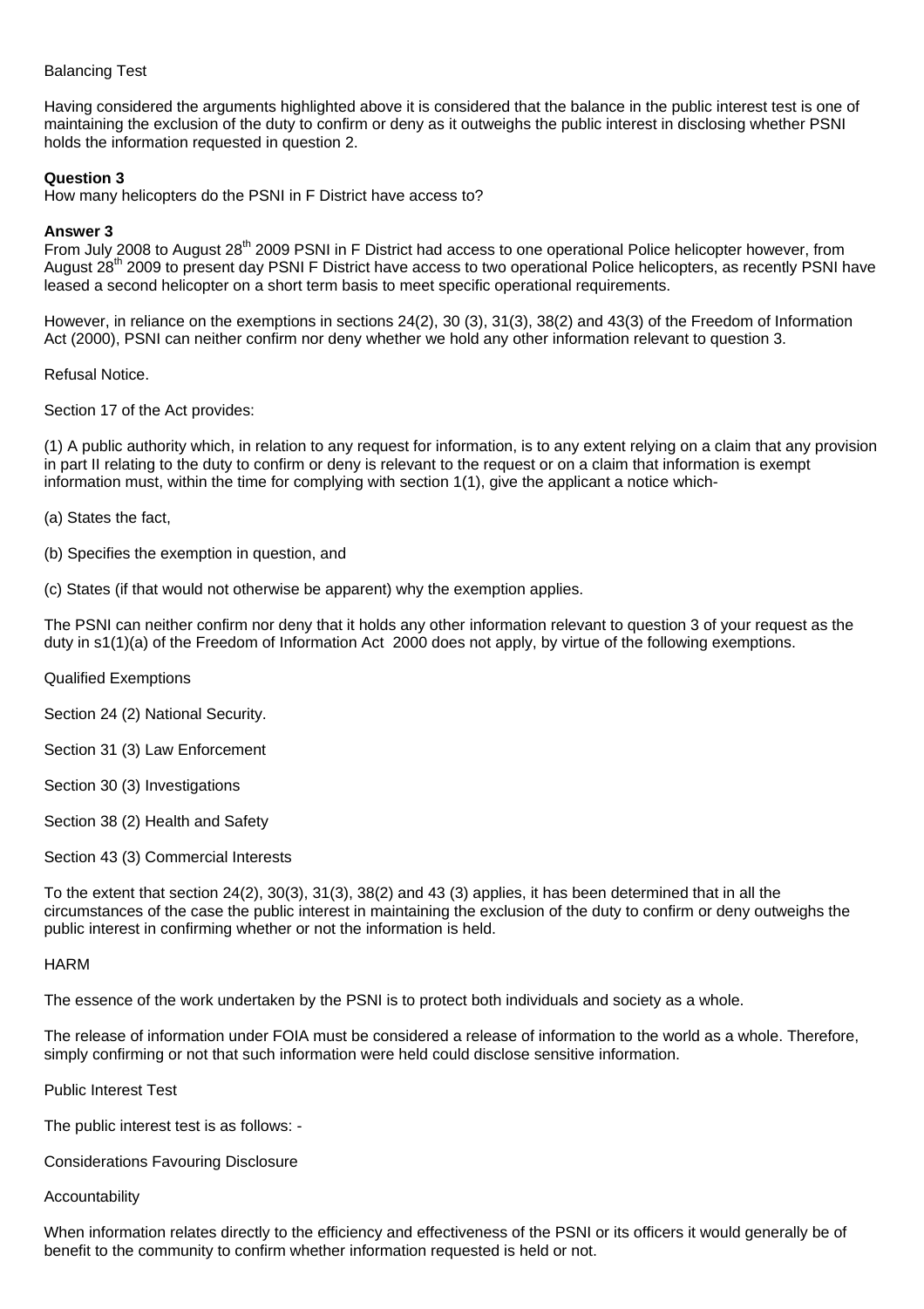Balancing Test

Having considered the arguments highlighted above it is considered that the balance in the public interest test is one of maintaining the exclusion of the duty to confirm or deny as it outweighs the public interest in disclosing whether PSNI holds the information requested in question 2.

**Question 3**
How many helicopters do the PSNI in F District have access to?

**Answer 3**
From July 2008 to August 28th 2009 PSNI in F District had access to one operational Police helicopter however, from August 28th 2009 to present day PSNI F District have access to two operational Police helicopters, as recently PSNI have leased a second helicopter on a short term basis to meet specific operational requirements.

However, in reliance on the exemptions in sections 24(2), 30 (3), 31(3), 38(2) and 43(3) of the Freedom of Information Act (2000), PSNI can neither confirm nor deny whether we hold any other information relevant to question 3.

Refusal Notice.

Section 17 of the Act provides:

(1) A public authority which, in relation to any request for information, is to any extent relying on a claim that any provision in part II relating to the duty to confirm or deny is relevant to the request or on a claim that information is exempt information must, within the time for complying with section 1(1), give the applicant a notice which-

(a) States the fact,

(b) Specifies the exemption in question, and

(c) States (if that would not otherwise be apparent) why the exemption applies.

The PSNI can neither confirm nor deny that it holds any other information relevant to question 3 of your request as the duty in s1(1)(a) of the Freedom of Information Act 2000 does not apply, by virtue of the following exemptions.

Qualified Exemptions

Section 24 (2) National Security.

Section 31 (3) Law Enforcement

Section 30 (3) Investigations

Section 38 (2) Health and Safety

Section 43 (3) Commercial Interests

To the extent that section 24(2), 30(3), 31(3), 38(2) and 43 (3) applies, it has been determined that in all the circumstances of the case the public interest in maintaining the exclusion of the duty to confirm or deny outweighs the public interest in confirming whether or not the information is held.

HARM

The essence of the work undertaken by the PSNI is to protect both individuals and society as a whole.

The release of information under FOIA must be considered a release of information to the world as a whole. Therefore, simply confirming or not that such information were held could disclose sensitive information.

Public Interest Test

The public interest test is as follows: -

Considerations Favouring Disclosure

Accountability

When information relates directly to the efficiency and effectiveness of the PSNI or its officers it would generally be of benefit to the community to confirm whether information requested is held or not.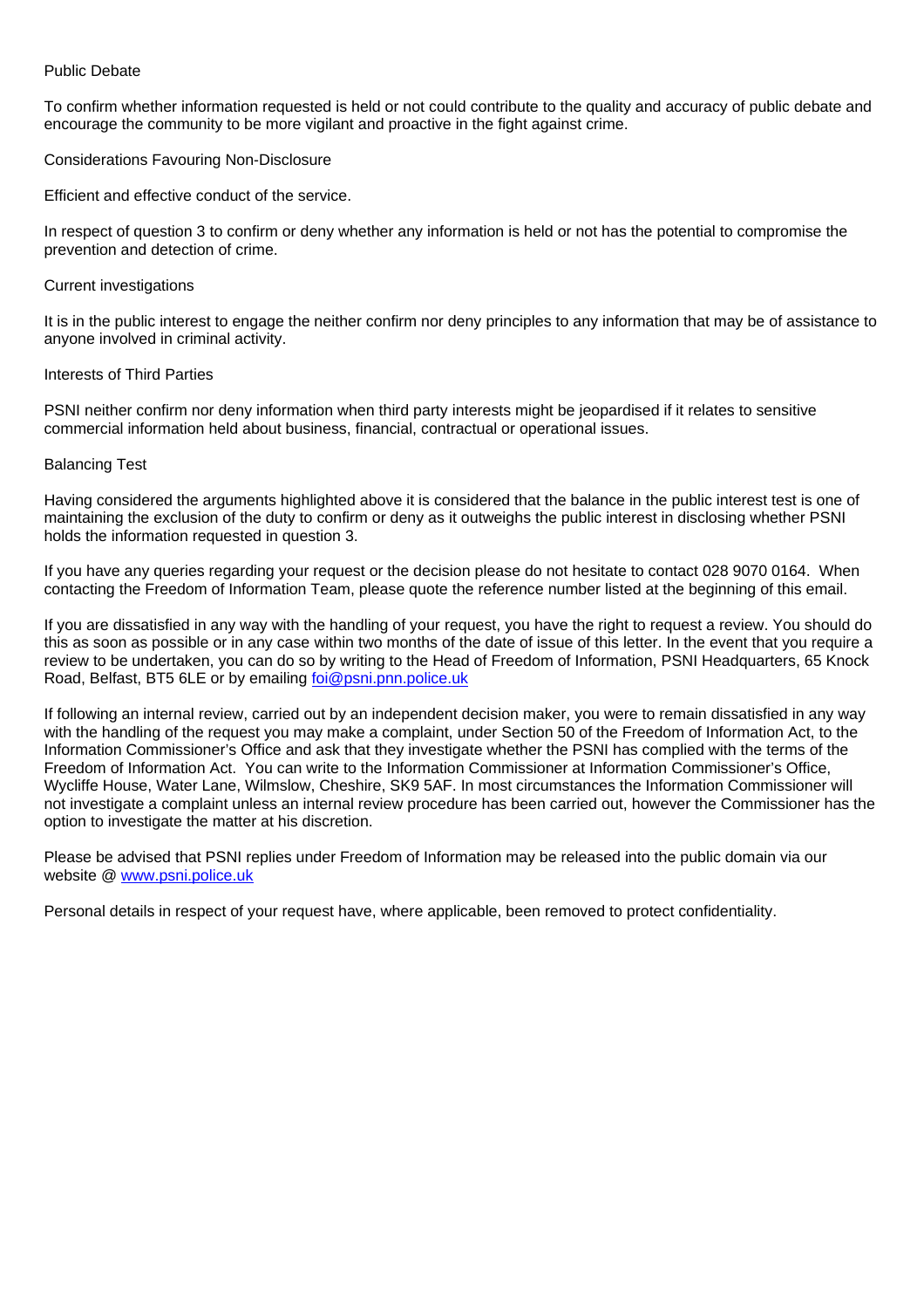Public Debate

To confirm whether information requested is held or not could contribute to the quality and accuracy of public debate and encourage the community to be more vigilant and proactive in the fight against crime.

Considerations Favouring Non-Disclosure

Efficient and effective conduct of the service.

In respect of question 3 to confirm or deny whether any information is held or not has the potential to compromise the prevention and detection of crime.

Current investigations

It is in the public interest to engage the neither confirm nor deny principles to any information that may be of assistance to anyone involved in criminal activity.

Interests of Third Parties

PSNI neither confirm nor deny information when third party interests might be jeopardised if it relates to sensitive commercial information held about business, financial, contractual or operational issues.

Balancing Test

Having considered the arguments highlighted above it is considered that the balance in the public interest test is one of maintaining the exclusion of the duty to confirm or deny as it outweighs the public interest in disclosing whether PSNI holds the information requested in question 3.

If you have any queries regarding your request or the decision please do not hesitate to contact 028 9070 0164. When contacting the Freedom of Information Team, please quote the reference number listed at the beginning of this email.

If you are dissatisfied in any way with the handling of your request, you have the right to request a review. You should do this as soon as possible or in any case within two months of the date of issue of this letter. In the event that you require a review to be undertaken, you can do so by writing to the Head of Freedom of Information, PSNI Headquarters, 65 Knock Road, Belfast, BT5 6LE or by emailing [foi@psni.pnn.police.uk](mailto:foi@psni.pnn.police.uk)

If following an internal review, carried out by an independent decision maker, you were to remain dissatisfied in any way with the handling of the request you may make a complaint, under Section 50 of the Freedom of Information Act, to the Information Commissioner's Office and ask that they investigate whether the PSNI has complied with the terms of the Freedom of Information Act. You can write to the Information Commissioner at Information Commissioner's Office, Wycliffe House, Water Lane, Wilmslow, Cheshire, SK9 5AF. In most circumstances the Information Commissioner will not investigate a complaint unless an internal review procedure has been carried out, however the Commissioner has the option to investigate the matter at his discretion.

Please be advised that PSNI replies under Freedom of Information may be released into the public domain via our website @ [www.psni.police.uk](http://www.psni.police.uk)

Personal details in respect of your request have, where applicable, been removed to protect confidentiality.